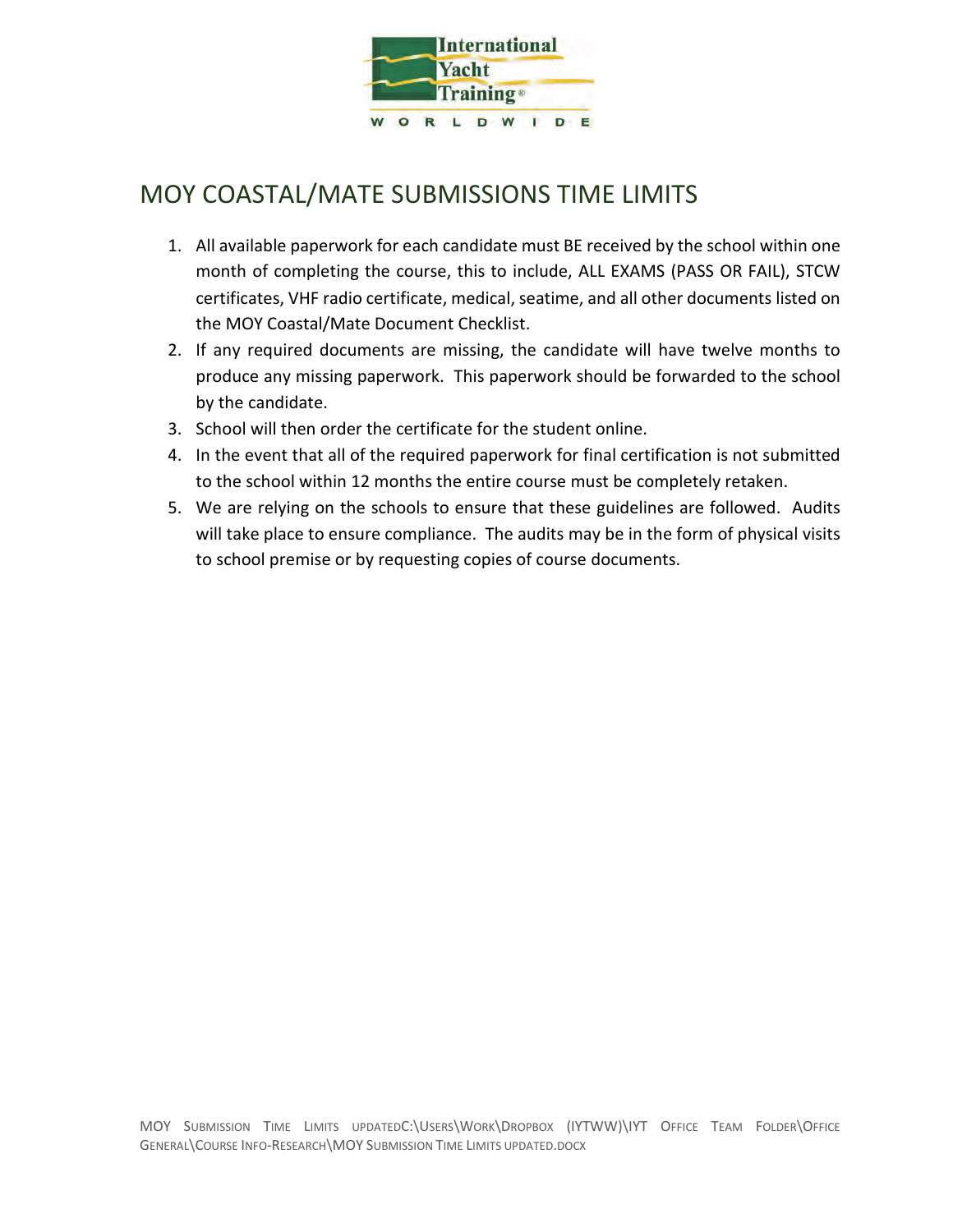# MOY COASTAL/MATE SUBMISSIONS TIME LIMITS

1. All available paperwork for each candidate must BE received by the school within one month of completing the course, this to include, ALL EXAMS (PASS OR FAIL), STCW certificates, VHF radio certificate, medical, seatime, and all other documents listed on the MOY Coastal/Mate Document Checklist.
2. If any required documents are missing, the candidate will have twelve months to produce any missing paperwork. This paperwork should be forwarded to the school by the candidate.
3. School will then order the certificate for the student online.
4. In the event that all of the required paperwork for final certification is not submitted to the school within 12 months the entire course must be completely retaken.
5. We are relying on the schools to ensure that these guidelines are followed. Audits will take place to ensure compliance. The audits may be in the form of physical visits to school premise or by requesting copies of course documents.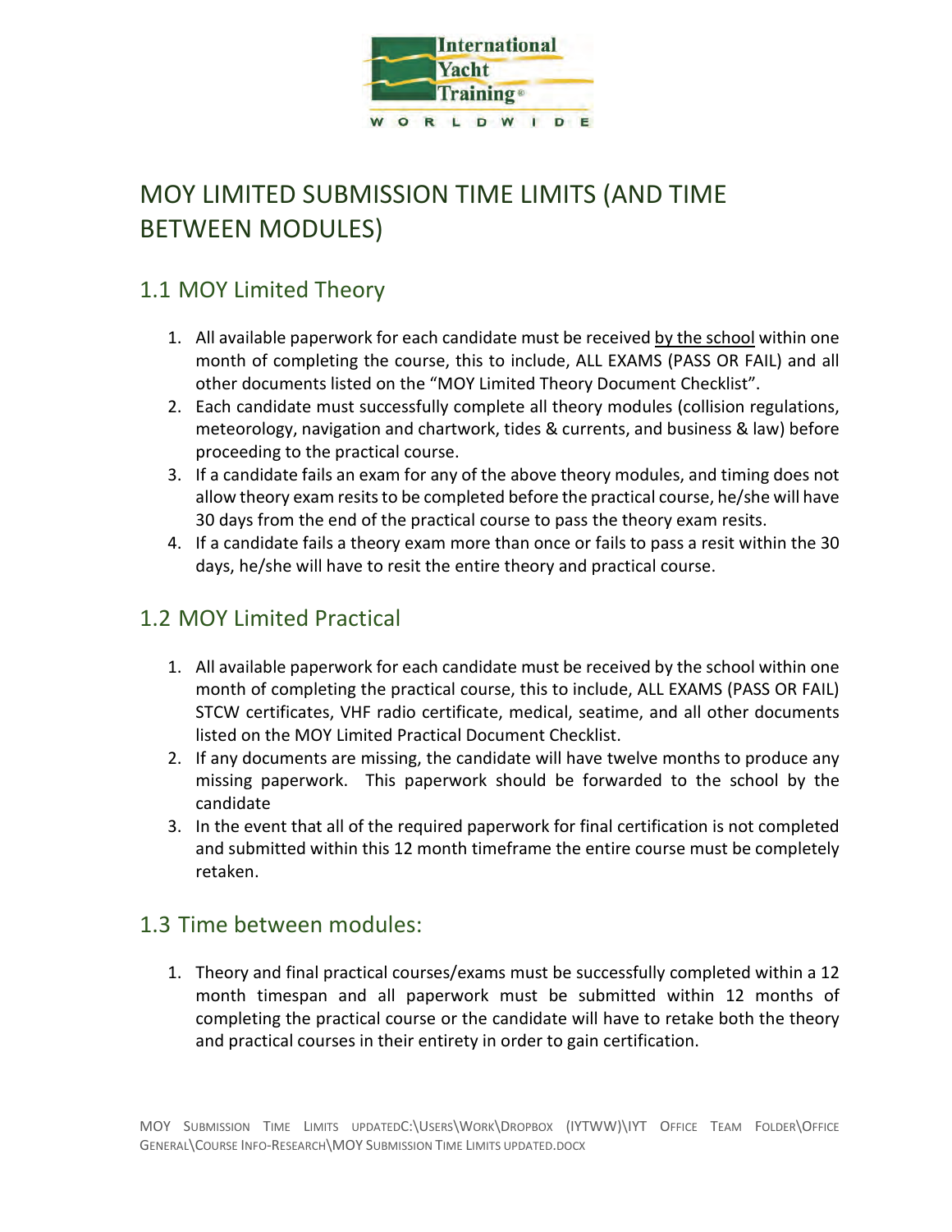# MOY LIMITED SUBMISSION TIME LIMITS (AND TIME BETWEEN MODULES)

## 1.1 MOY Limited Theory

1. All available paperwork for each candidate must be received by the school within one month of completing the course, this to include, ALL EXAMS (PASS OR FAIL) and all other documents listed on the "MOY Limited Theory Document Checklist".
2. Each candidate must successfully complete all theory modules (collision regulations, meteorology, navigation and chartwork, tides & currents, and business & law) before proceeding to the practical course.
3. If a candidate fails an exam for any of the above theory modules, and timing does not allow theory exam resits to be completed before the practical course, he/she will have 30 days from the end of the practical course to pass the theory exam resits.
4. If a candidate fails a theory exam more than once or fails to pass a resit within the 30 days, he/she will have to resit the entire theory and practical course.

## 1.2 MOY Limited Practical

1. All available paperwork for each candidate must be received by the school within one month of completing the practical course, this to include, ALL EXAMS (PASS OR FAIL) STCW certificates, VHF radio certificate, medical, seatime, and all other documents listed on the MOY Limited Practical Document Checklist.
2. If any documents are missing, the candidate will have twelve months to produce any missing paperwork. This paperwork should be forwarded to the school by the candidate
3. In the event that all of the required paperwork for final certification is not completed and submitted within this 12 month timeframe the entire course must be completely retaken.

## 1.3 Time between modules:

1. Theory and final practical courses/exams must be successfully completed within a 12 month timespan and all paperwork must be submitted within 12 months of completing the practical course or the candidate will have to retake both the theory and practical courses in their entirety in order to gain certification.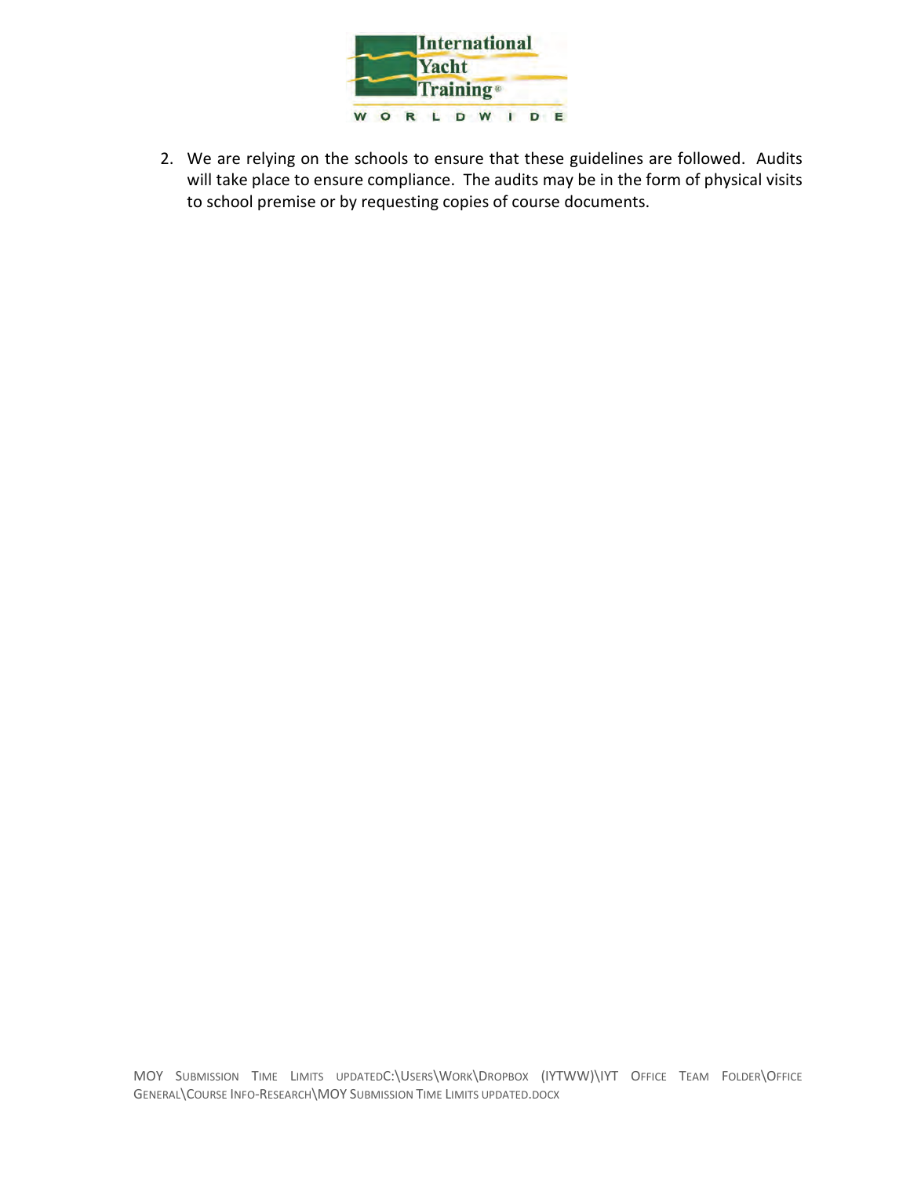2. We are relying on the schools to ensure that these guidelines are followed. Audits will take place to ensure compliance. The audits may be in the form of physical visits to school premise or by requesting copies of course documents.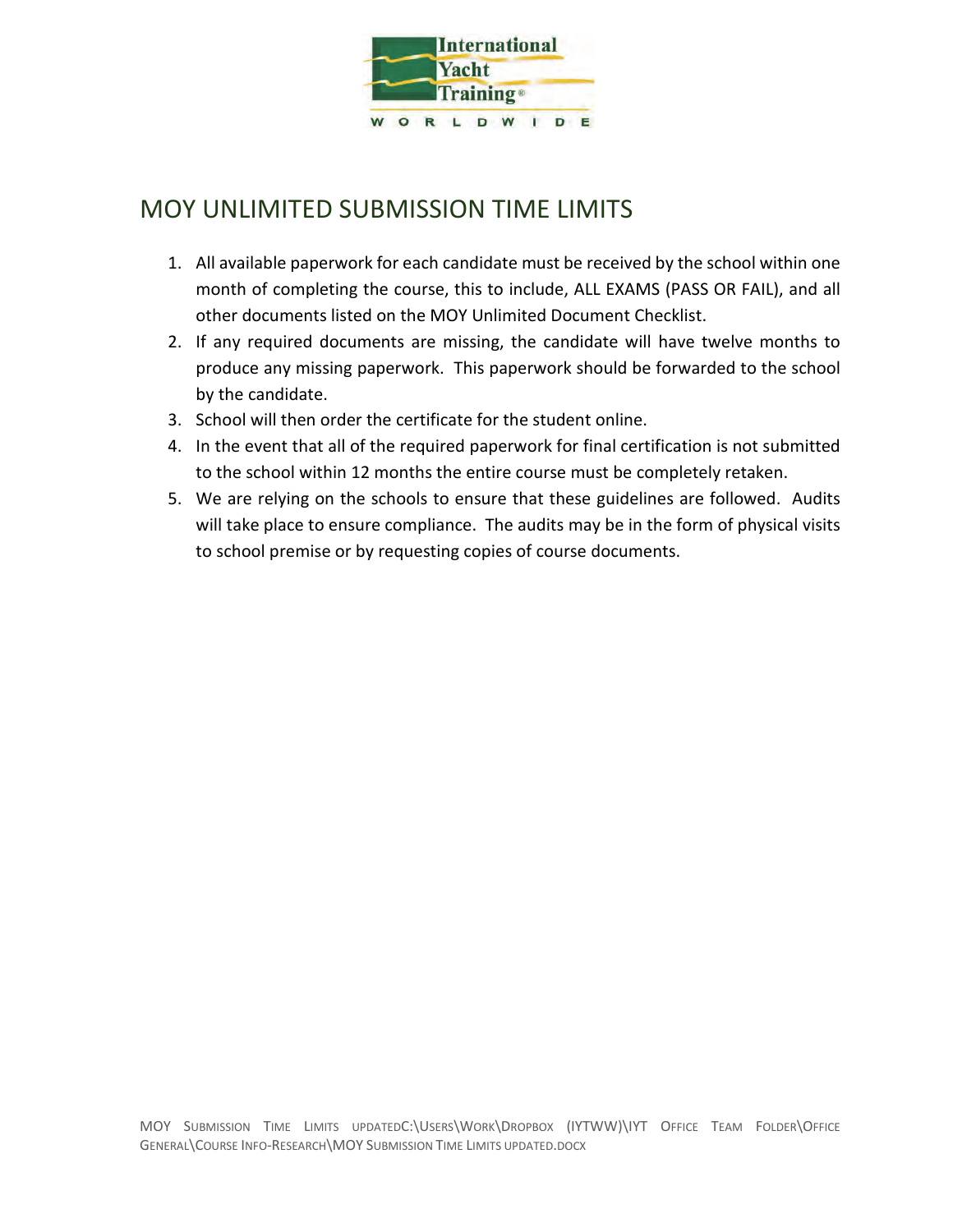# MOY UNLIMITED SUBMISSION TIME LIMITS

1. All available paperwork for each candidate must be received by the school within one month of completing the course, this to include, ALL EXAMS (PASS OR FAIL), and all other documents listed on the MOY Unlimited Document Checklist.
2. If any required documents are missing, the candidate will have twelve months to produce any missing paperwork. This paperwork should be forwarded to the school by the candidate.
3. School will then order the certificate for the student online.
4. In the event that all of the required paperwork for final certification is not submitted to the school within 12 months the entire course must be completely retaken.
5. We are relying on the schools to ensure that these guidelines are followed. Audits will take place to ensure compliance. The audits may be in the form of physical visits to school premise or by requesting copies of course documents.